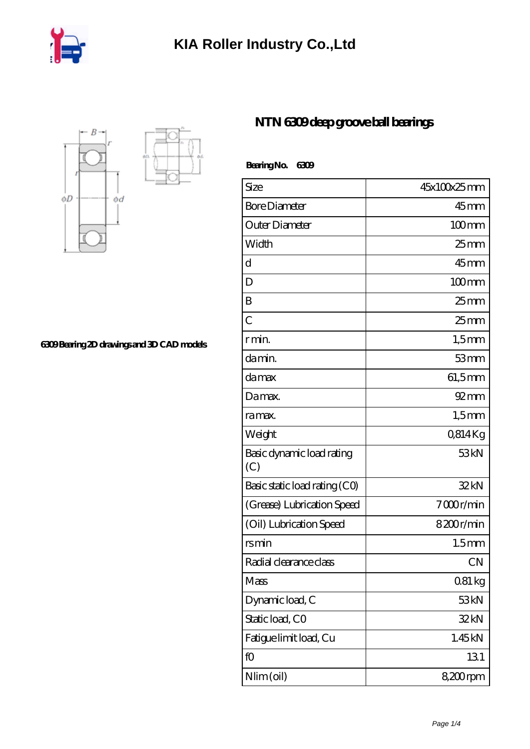# KIA Roller Industry Co.,Ltd

6309 Bearing 2D drawings and 3D CAD models

## NTN 6309 deep groove ball bearings

**Bearing No. 6309**

| Size | 45x100x25 mm |
|---|---|
| Bore Diameter | 45 mm |
| Outer Diameter | 100 mm |
| Width | 25 mm |
| d | 45 mm |
| D | 100 mm |
| B | 25 mm |
| C | 25 mm |
| r min. | 1,5 mm |
| da min. | 53 mm |
| da max | 61,5 mm |
| Da max. | 92 mm |
| ra max. | 1,5 mm |
| Weight | 0,814 Kg |
| Basic dynamic load rating (C) | 53 kN |
| Basic static load rating (C0) | 32 kN |
| (Grease) Lubrication Speed | 7 000 r/min |
| (Oil) Lubrication Speed | 8 200 r/min |
| rs min | 1.5 mm |
| Radial clearance class | CN |
| Mass | 0.81 kg |
| Dynamic load, C | 53 kN |
| Static load, C0 | 32 kN |
| Fatigue limit load, Cu | 1.45 kN |
| f0 | 13.1 |
| Nlim (oil) | 8,200 rpm |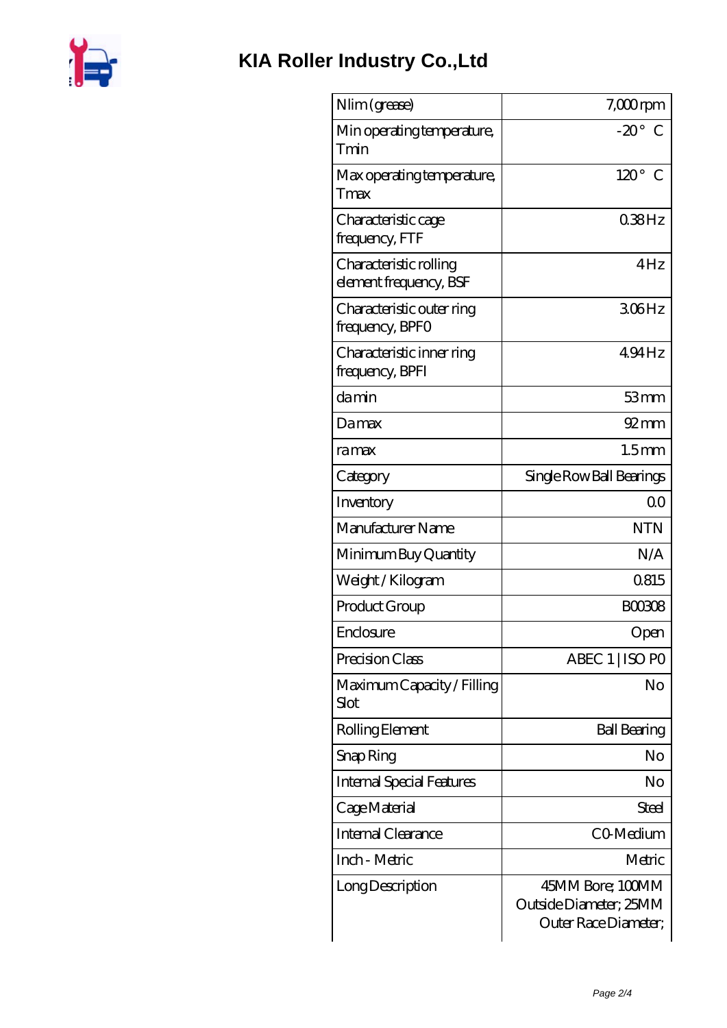# KIA Roller Industry Co.,Ltd

| Nlim (grease) | 7,000 rpm |
|---|---|
| Min operating temperature, Tmin | -20 ° C |
| Max operating temperature, Tmax | 120 ° C |
| Characteristic cage frequency, FTF | 0.38 Hz |
| Characteristic rolling element frequency, BSF | 4 Hz |
| Characteristic outer ring frequency, BPFO | 3.06 Hz |
| Characteristic inner ring frequency, BPFI | 4.94 Hz |
| da min | 53 mm |
| Da max | 92 mm |
| ra max | 1.5 mm |
| Category | Single Row Ball Bearings |
| Inventory | 0.0 |
| Manufacturer Name | NTN |
| Minimum Buy Quantity | N/A |
| Weight / Kilogram | 0.815 |
| Product Group | B00308 |
| Enclosure | Open |
| Precision Class | ABEC 1 \| ISO P0 |
| Maximum Capacity / Filling Slot | No |
| Rolling Element | Ball Bearing |
| Snap Ring | No |
| Internal Special Features | No |
| Cage Material | Steel |
| Internal Clearance | C0-Medium |
| Inch - Metric | Metric |
| Long Description | 45MM Bore; 100MM Outside Diameter; 25MM Outer Race Diameter; |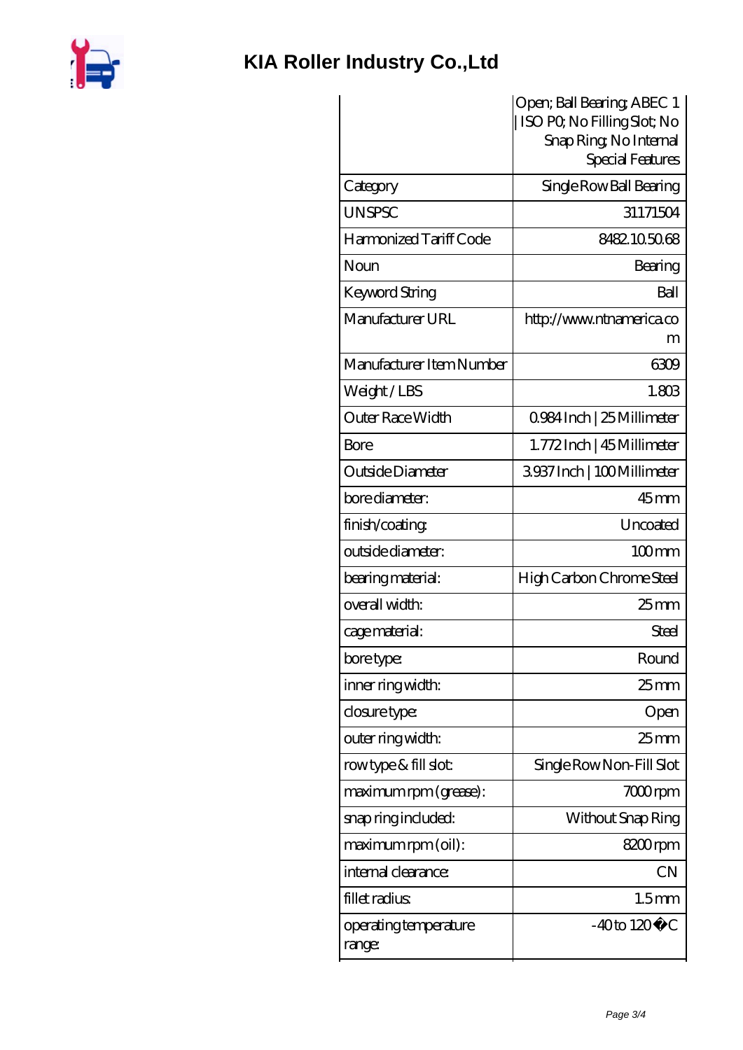| | |
|---|---|
| | Open; Ball Bearing; ABEC 1 \| ISO P0; No Filling Slot; No Snap Ring; No Internal Special Features |
| Category | Single Row Ball Bearing |
| UNSPSC | 31171504 |
| Harmonized Tariff Code | 8482.10.50.68 |
| Noun | Bearing |
| Keyword String | Ball |
| Manufacturer URL | http://www.ntnamerica.com |
| Manufacturer Item Number | 6309 |
| Weight / LBS | 1.803 |
| Outer Race Width | 0.984 Inch \| 25 Millimeter |
| Bore | 1.772 Inch \| 45 Millimeter |
| Outside Diameter | 3.937 Inch \| 100 Millimeter |
| bore diameter: | 45 mm |
| finish/coating: | Uncoated |
| outside diameter: | 100 mm |
| bearing material: | High Carbon Chrome Steel |
| overall width: | 25 mm |
| cage material: | Steel |
| bore type: | Round |
| inner ring width: | 25 mm |
| closure type: | Open |
| outer ring width: | 25 mm |
| row type & fill slot: | Single Row Non-Fill Slot |
| maximum rpm (grease): | 7000 rpm |
| snap ring included: | Without Snap Ring |
| maximum rpm (oil): | 8200 rpm |
| internal clearance: | CN |
| fillet radius: | 1.5 mm |
| operating temperature range: | -40 to 120 �C |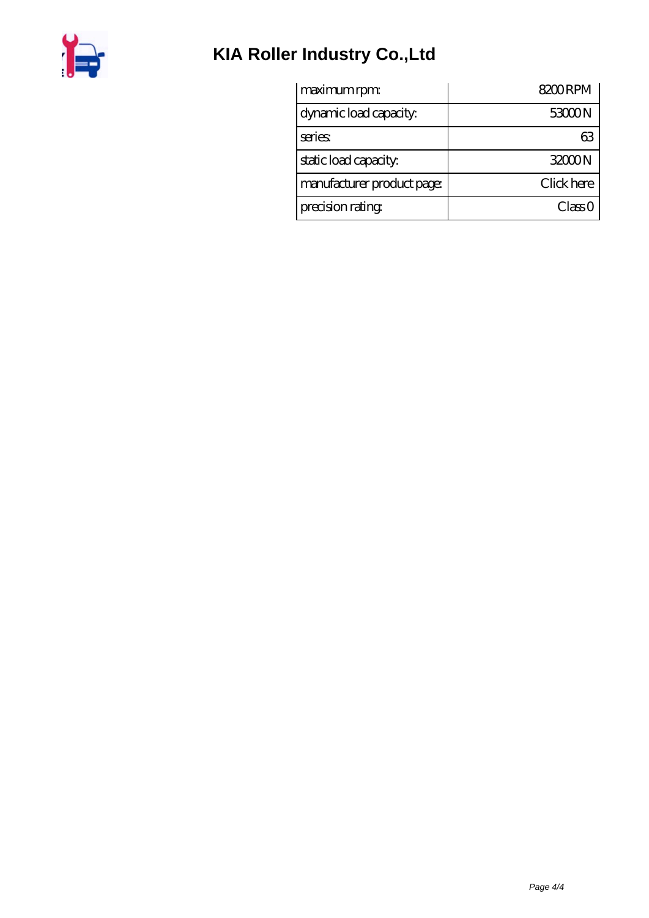# KIA Roller Industry Co.,Ltd

| | |
|---|---|
| maximum rpm: | 8200 RPM |
| dynamic load capacity: | 53000 N |
| series: | 63 |
| static load capacity: | 32000 N |
| manufacturer product page: | Click here |
| precision rating: | Class 0 |